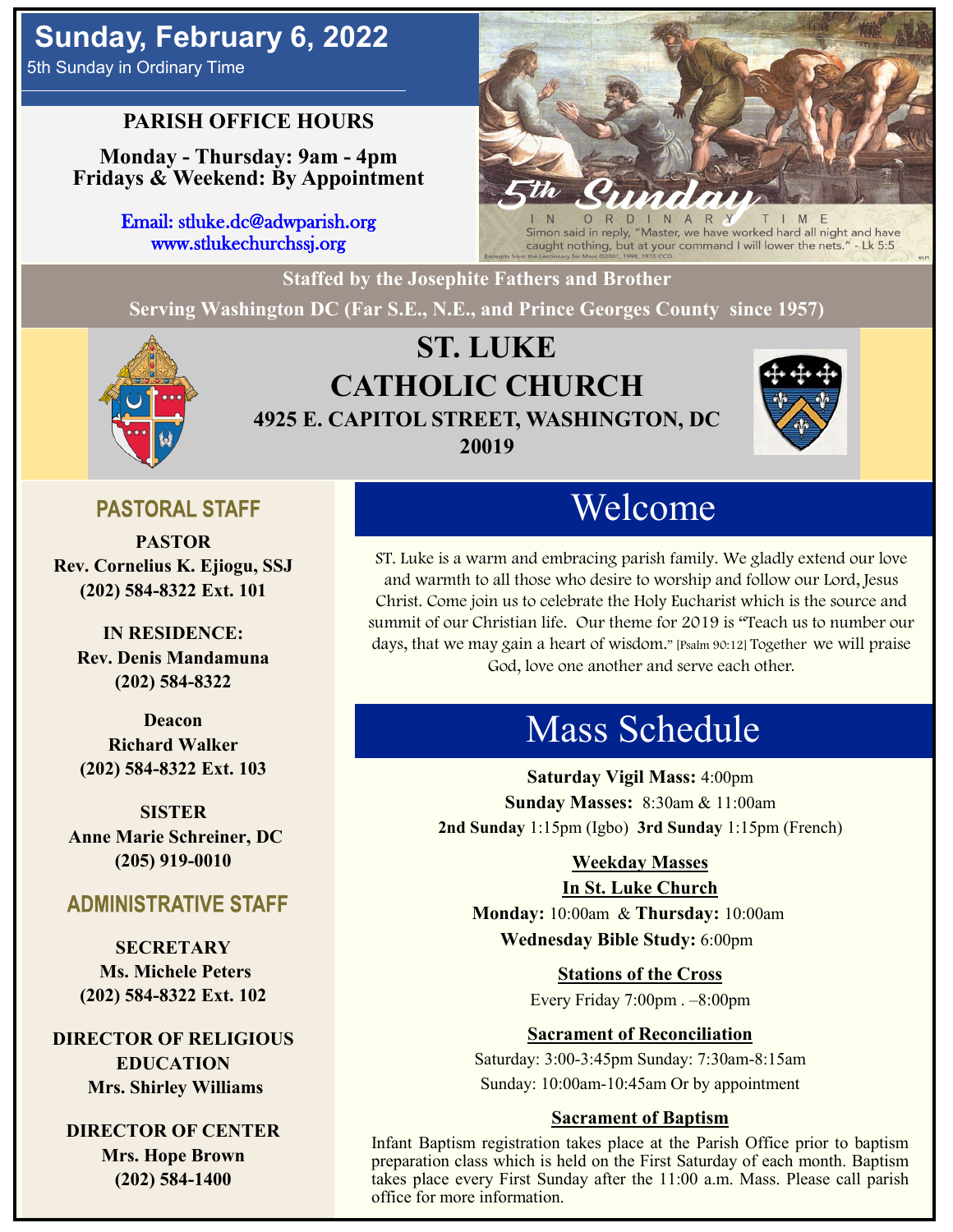# Sunday, February 6, 2022

5th Sunday in Ordinary Time

**PARISH OFFICE HOURS**

**Monday - Thursday: 9am - 4pm**
**Fridays & Weekend: By Appointment**

Email: stluke.dc@adwparish.org
www.stlukechurchssj.org

5th Sunday IN ORDINARY TIME

Simon said in reply, "Master, we have worked hard all night and have caught nothing, but at your command I will lower the nets." - Lk 5:5

Excerpts from the Lectionary for Mass ©2001, 1998, 1970 CCD.

**Staffed by the Josephite Fathers and Brother**

**Serving Washington DC (Far S.E., N.E., and Prince Georges County since 1957)**

# ST. LUKE CATHOLIC CHURCH

**4925 E. CAPITOL STREET, WASHINGTON, DC 20019**

## PASTORAL STAFF

**PASTOR**
**Rev. Cornelius K. Ejiogu, SSJ**
**(202) 584-8322 Ext. 101**

**IN RESIDENCE:**
**Rev. Denis Mandamuna**
**(202) 584-8322**

**Deacon**
**Richard Walker**
**(202) 584-8322 Ext. 103**

**SISTER**
**Anne Marie Schreiner, DC**
**(205) 919-0010**

## ADMINISTRATIVE STAFF

**SECRETARY**
**Ms. Michele Peters**
**(202) 584-8322 Ext. 102**

**DIRECTOR OF RELIGIOUS EDUCATION**
**Mrs. Shirley Williams**

**DIRECTOR OF CENTER**
**Mrs. Hope Brown**
**(202) 584-1400**

## Welcome

ST. Luke is a warm and embracing parish family. We gladly extend our love and warmth to all those who desire to worship and follow our Lord, Jesus Christ. Come join us to celebrate the Holy Eucharist which is the source and summit of our Christian life. Our theme for 2019 is "Teach us to number our days, that we may gain a heart of wisdom." [Psalm 90:12] Together we will praise God, love one another and serve each other.

## Mass Schedule

**Saturday Vigil Mass:** 4:00pm
**Sunday Masses:** 8:30am & 11:00am
**2nd Sunday** 1:15pm (Igbo) **3rd Sunday** 1:15pm (French)

**Weekday Masses**
**In St. Luke Church**
**Monday:** 10:00am & **Thursday:** 10:00am
**Wednesday Bible Study:** 6:00pm

**Stations of the Cross**
Every Friday 7:00pm . –8:00pm

**Sacrament of Reconciliation**
Saturday: 3:00-3:45pm Sunday: 7:30am-8:15am
Sunday: 10:00am-10:45am Or by appointment

**Sacrament of Baptism**
Infant Baptism registration takes place at the Parish Office prior to baptism preparation class which is held on the First Saturday of each month. Baptism takes place every First Sunday after the 11:00 a.m. Mass. Please call parish office for more information.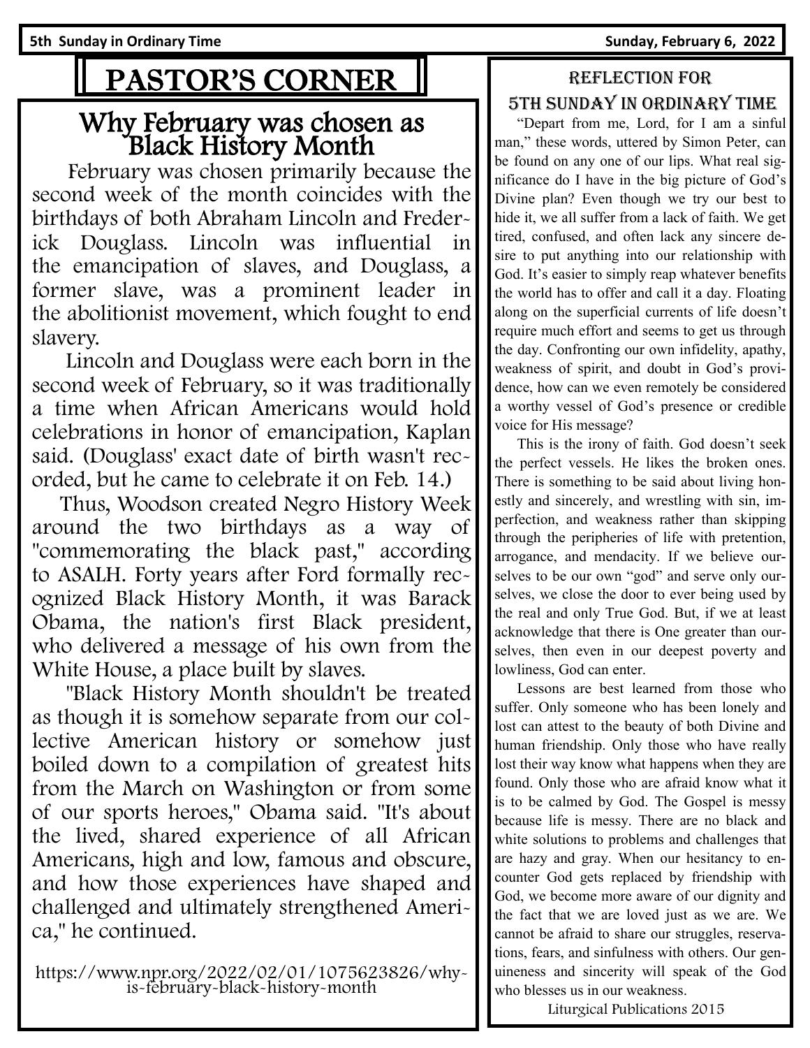# PASTOR'S CORNER

## Why February was chosen as Black History Month

February was chosen primarily because the second week of the month coincides with the birthdays of both Abraham Lincoln and Frederick Douglass. Lincoln was influential in the emancipation of slaves, and Douglass, a former slave, was a prominent leader in the abolitionist movement, which fought to end slavery.

Lincoln and Douglass were each born in the second week of February, so it was traditionally a time when African Americans would hold celebrations in honor of emancipation, Kaplan said. (Douglass' exact date of birth wasn't recorded, but he came to celebrate it on Feb. 14.)

Thus, Woodson created Negro History Week around the two birthdays as a way of "commemorating the black past," according to ASALH. Forty years after Ford formally recognized Black History Month, it was Barack Obama, the nation's first Black president, who delivered a message of his own from the White House, a place built by slaves.

"Black History Month shouldn't be treated as though it is somehow separate from our collective American history or somehow just boiled down to a compilation of greatest hits from the March on Washington or from some of our sports heroes," Obama said. "It's about the lived, shared experience of all African Americans, high and low, famous and obscure, and how those experiences have shaped and challenged and ultimately strengthened America," he continued.

https://www.npr.org/2022/02/01/1075623826/why-is-february-black-history-month

## Reflection for 5th Sunday in Ordinary Time

"Depart from me, Lord, for I am a sinful man," these words, uttered by Simon Peter, can be found on any one of our lips. What real significance do I have in the big picture of God's Divine plan? Even though we try our best to hide it, we all suffer from a lack of faith. We get tired, confused, and often lack any sincere desire to put anything into our relationship with God. It's easier to simply reap whatever benefits the world has to offer and call it a day. Floating along on the superficial currents of life doesn't require much effort and seems to get us through the day. Confronting our own infidelity, apathy, weakness of spirit, and doubt in God's providence, how can we even remotely be considered a worthy vessel of God's presence or credible voice for His message?

This is the irony of faith. God doesn't seek the perfect vessels. He likes the broken ones. There is something to be said about living honestly and sincerely, and wrestling with sin, imperfection, and weakness rather than skipping through the peripheries of life with pretention, arrogance, and mendacity. If we believe ourselves to be our own "god" and serve only ourselves, we close the door to ever being used by the real and only True God. But, if we at least acknowledge that there is One greater than ourselves, then even in our deepest poverty and lowliness, God can enter.

Lessons are best learned from those who suffer. Only someone who has been lonely and lost can attest to the beauty of both Divine and human friendship. Only those who have really lost their way know what happens when they are found. Only those who are afraid know what it is to be calmed by God. The Gospel is messy because life is messy. There are no black and white solutions to problems and challenges that are hazy and gray. When our hesitancy to encounter God gets replaced by friendship with God, we become more aware of our dignity and the fact that we are loved just as we are. We cannot be afraid to share our struggles, reservations, fears, and sinfulness with others. Our genuineness and sincerity will speak of the God who blesses us in our weakness.

Liturgical Publications 2015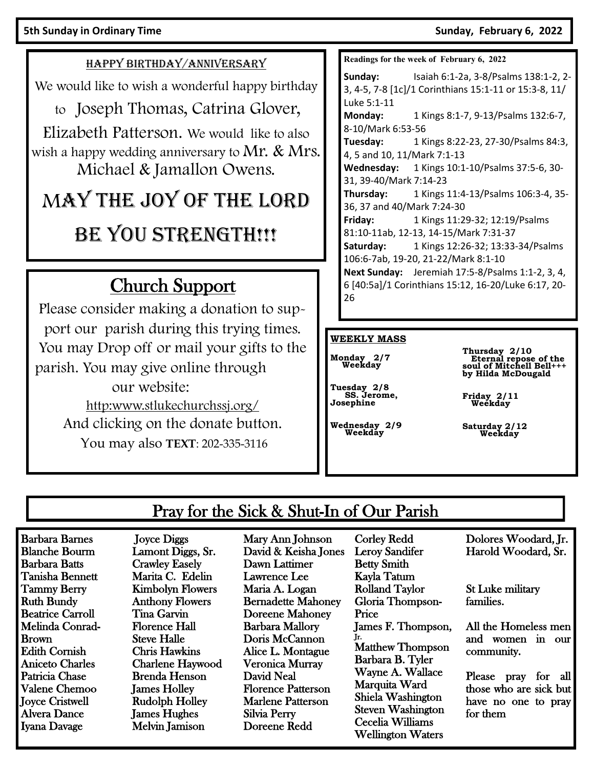## HAPPY BIRTHDAY/ANNIVERSARY

We would like to wish a wonderful happy birthday to Joseph Thomas, Catrina Glover, Elizabeth Patterson. We would like to also wish a happy wedding anniversary to Mr. & Mrs. Michael & Jamallon Owens.

**MAY THE JOY OF THE LORD BE YOU STRENGTH!!!**

## Church Support

Please consider making a donation to support our parish during this trying times. You may Drop off or mail your gifts to the parish. You may give online through our website:

http:www.stlukechurchssj.org/

And clicking on the donate button.

You may also **TEXT**: 202-335-3116

**Readings for the week of February 6, 2022**

**Sunday:** Isaiah 6:1-2a, 3-8/Psalms 138:1-2, 2-3, 4-5, 7-8 [1c]/1 Corinthians 15:1-11 or 15:3-8, 11/ Luke 5:1-11
**Monday:** 1 Kings 8:1-7, 9-13/Psalms 132:6-7, 8-10/Mark 6:53-56
**Tuesday:** 1 Kings 8:22-23, 27-30/Psalms 84:3, 4, 5 and 10, 11/Mark 7:1-13
**Wednesday:** 1 Kings 10:1-10/Psalms 37:5-6, 30-31, 39-40/Mark 7:14-23
**Thursday:** 1 Kings 11:4-13/Psalms 106:3-4, 35-36, 37 and 40/Mark 7:24-30
**Friday:** 1 Kings 11:29-32; 12:19/Psalms 81:10-11ab, 12-13, 14-15/Mark 7:31-37
**Saturday:** 1 Kings 12:26-32; 13:33-34/Psalms 106:6-7ab, 19-20, 21-22/Mark 8:1-10
**Next Sunday:** Jeremiah 17:5-8/Psalms 1:1-2, 3, 4, 6 [40:5a]/1 Corinthians 15:12, 16-20/Luke 6:17, 20-26

**WEEKLY MASS**

**Monday 2/7**
Weekday

**Tuesday 2/8**
SS. Jerome, Josephine

**Wednesday 2/9**
Weekday

**Thursday 2/10**
Eternal repose of the soul of Mitchell Bell+++ by Hilda McDougald

**Friday 2/11**
Weekday

**Saturday 2/12**
Weekday

## Pray for the Sick & Shut-In of Our Parish

Barbara Barnes
Blanche Bourm
Barbara Batts
Tanisha Bennett
Tammy Berry
Ruth Bundy
Beatrice Carroll
Melinda Conrad-Brown
Edith Cornish
Aniceto Charles
Patricia Chase
Valene Chemoo
Joyce Cristwell
Alvera Dance
Iyana Davage
Joyce Diggs
Lamont Diggs, Sr.
Crawley Easely
Marita C. Edelin
Kimbolyn Flowers
Anthony Flowers
Tina Garvin
Florence Hall
Steve Halle
Chris Hawkins
Charlene Haywood
Brenda Henson
James Holley
Rudolph Holley
James Hughes
Melvin Jamison
Mary Ann Johnson
David & Keisha Jones
Dawn Lattimer
Lawrence Lee
Maria A. Logan
Bernadette Mahoney
Doreene Mahoney
Barbara Mallory
Doris McCannon
Alice L. Montague
Veronica Murray
David Neal
Florence Patterson
Marlene Patterson
Silvia Perry
Doreene Redd
Corley Redd
Leroy Sandifer
Betty Smith
Kayla Tatum
Rolland Taylor
Gloria Thompson-Price
James F. Thompson, Jr.
Matthew Thompson
Barbara B. Tyler
Wayne A. Wallace
Marquita Ward
Shiela Washington
Steven Washington
Cecelia Williams
Wellington Waters
Dolores Woodard, Jr.
Harold Woodard, Sr.

St Luke military families.

All the Homeless men and women in our community.

Please pray for all those who are sick but have no one to pray for them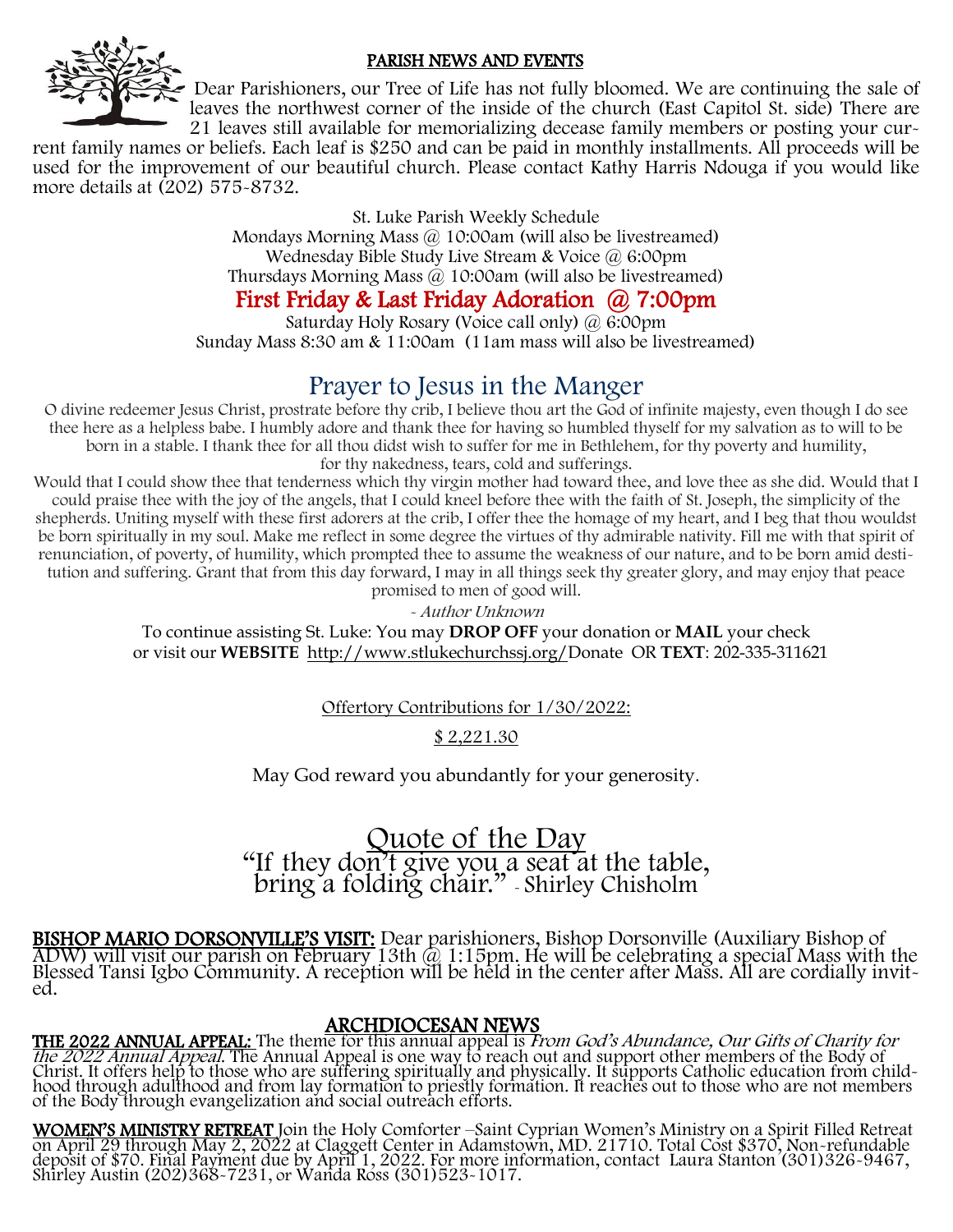## PARISH NEWS AND EVENTS

Dear Parishioners, our Tree of Life has not fully bloomed. We are continuing the sale of leaves the northwest corner of the inside of the church (East Capitol St. side) There are 21 leaves still available for memorializing decease family members or posting your current family names or beliefs. Each leaf is $250 and can be paid in monthly installments. All proceeds will be used for the improvement of our beautiful church. Please contact Kathy Harris Ndouga if you would like more details at (202) 575-8732.

St. Luke Parish Weekly Schedule
Mondays Morning Mass @ 10:00am (will also be livestreamed)
Wednesday Bible Study Live Stream & Voice @ 6:00pm
Thursdays Morning Mass @ 10:00am (will also be livestreamed)

**First Friday & Last Friday Adoration @ 7:00pm**

Saturday Holy Rosary (Voice call only) @ 6:00pm
Sunday Mass 8:30 am & 11:00am (11am mass will also be livestreamed)

## Prayer to Jesus in the Manger

O divine redeemer Jesus Christ, prostrate before thy crib, I believe thou art the God of infinite majesty, even though I do see thee here as a helpless babe. I humbly adore and thank thee for having so humbled thyself for my salvation as to will to be born in a stable. I thank thee for all thou didst wish to suffer for me in Bethlehem, for thy poverty and humility, for thy nakedness, tears, cold and sufferings.

Would that I could show thee that tenderness which thy virgin mother had toward thee, and love thee as she did. Would that I could praise thee with the joy of the angels, that I could kneel before thee with the faith of St. Joseph, the simplicity of the shepherds. Uniting myself with these first adorers at the crib, I offer thee the homage of my heart, and I beg that thou wouldst be born spiritually in my soul. Make me reflect in some degree the virtues of thy admirable nativity. Fill me with that spirit of renunciation, of poverty, of humility, which prompted thee to assume the weakness of our nature, and to be born amid destitution and suffering. Grant that from this day forward, I may in all things seek thy greater glory, and may enjoy that peace promised to men of good will.

*- Author Unknown*

To continue assisting St. Luke: You may **DROP OFF** your donation or **MAIL** your check or visit our **WEBSITE** http://www.stlukechurchssj.org/Donate OR **TEXT**: 202-335-311621

Offertory Contributions for 1/30/2022:

$ 2,221.30

May God reward you abundantly for your generosity.

## Quote of the Day

"If they don't give you a seat at the table, bring a folding chair." - Shirley Chisholm

**BISHOP MARIO DORSONVILLE'S VISIT:** Dear parishioners, Bishop Dorsonville (Auxiliary Bishop of ADW) will visit our parish on February 13th @ 1:15pm. He will be celebrating a special Mass with the Blessed Tansi Igbo Community. A reception will be held in the center after Mass. All are cordially invited.

## ARCHDIOCESAN NEWS

**THE 2022 ANNUAL APPEAL:** The theme for this annual appeal is *From God's Abundance, Our Gifts of Charity for the 2022 Annual Appeal*. The Annual Appeal is one way to reach out and support other members of the Body of Christ. It offers help to those who are suffering spiritually and physically. It supports Catholic education from childhood through adulthood and from lay formation to priestly formation. It reaches out to those who are not members of the Body through evangelization and social outreach efforts.

**WOMEN'S MINISTRY RETREAT** Join the Holy Comforter –Saint Cyprian Women's Ministry on a Spirit Filled Retreat on April 29 through May 2, 2022 at Claggett Center in Adamstown, MD. 21710. Total Cost $370, Non-refundable deposit of $70. Final Payment due by April 1, 2022. For more information, contact Laura Stanton (301)326-9467, Shirley Austin (202)368-7231, or Wanda Ross (301)523-1017.